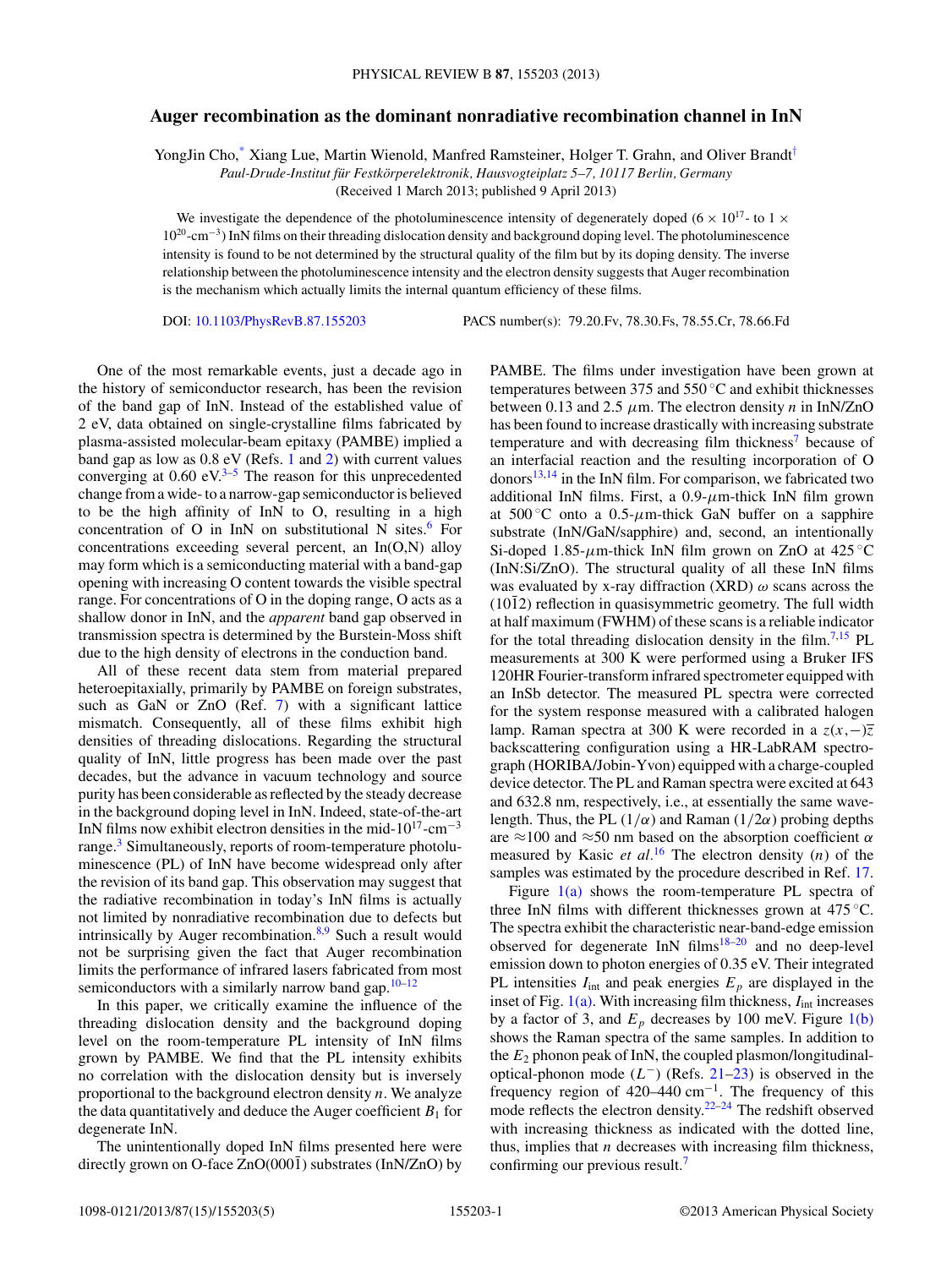# Auger recombination as the dominant nonradiative recombination channel in InN

YongJin Cho,[*] Xiang Lue, Martin Wienold, Manfred Ramsteiner, Holger T. Grahn, and Oliver Brandt[†]

*Paul-Drude-Institut für Festkörperelektronik, Hausvogteiplatz 5–7, 10117 Berlin, Germany*

(Received 1 March 2013; published 9 April 2013)

We investigate the dependence of the photoluminescence intensity of degenerately doped ($6 \times 10^{17}$- to $1 \times 10^{20}$-cm$^{-3}$) InN films on their threading dislocation density and background doping level. The photoluminescence intensity is found to be not determined by the structural quality of the film but by its doping density. The inverse relationship between the photoluminescence intensity and the electron density suggests that Auger recombination is the mechanism which actually limits the internal quantum efficiency of these films.

DOI: 10.1103/PhysRevB.87.155203 PACS number(s): 79.20.Fv, 78.30.Fs, 78.55.Cr, 78.66.Fd

One of the most remarkable events, just a decade ago in the history of semiconductor research, has been the revision of the band gap of InN. Instead of the established value of 2 eV, data obtained on single-crystalline films fabricated by plasma-assisted molecular-beam epitaxy (PAMBE) implied a band gap as low as 0.8 eV (Refs. 1 and 2) with current values converging at 0.60 eV.[3–5] The reason for this unprecedented change from a wide- to a narrow-gap semiconductor is believed to be the high affinity of InN to O, resulting in a high concentration of O in InN on substitutional N sites.[6] For concentrations exceeding several percent, an In(O,N) alloy may form which is a semiconducting material with a band-gap opening with increasing O content towards the visible spectral range. For concentrations of O in the doping range, O acts as a shallow donor in InN, and the *apparent* band gap observed in transmission spectra is determined by the Burstein-Moss shift due to the high density of electrons in the conduction band.

All of these recent data stem from material prepared heteroepitaxially, primarily by PAMBE on foreign substrates, such as GaN or ZnO (Ref. 7) with a significant lattice mismatch. Consequently, all of these films exhibit high densities of threading dislocations. Regarding the structural quality of InN, little progress has been made over the past decades, but the advance in vacuum technology and source purity has been considerable as reflected by the steady decrease in the background doping level in InN. Indeed, state-of-the-art InN films now exhibit electron densities in the mid-$10^{17}$-cm$^{-3}$ range.[3] Simultaneously, reports of room-temperature photoluminescence (PL) of InN have become widespread only after the revision of its band gap. This observation may suggest that the radiative recombination in today's InN films is actually not limited by nonradiative recombination due to defects but intrinsically by Auger recombination.[8,9] Such a result would not be surprising given the fact that Auger recombination limits the performance of infrared lasers fabricated from most semiconductors with a similarly narrow band gap.[10–12]

In this paper, we critically examine the influence of the threading dislocation density and the background doping level on the room-temperature PL intensity of InN films grown by PAMBE. We find that the PL intensity exhibits no correlation with the dislocation density but is inversely proportional to the background electron density $n$. We analyze the data quantitatively and deduce the Auger coefficient $B_1$ for degenerate InN.

The unintentionally doped InN films presented here were directly grown on O-face ZnO(000$\bar{1}$) substrates (InN/ZnO) by PAMBE. The films under investigation have been grown at temperatures between 375 and 550 °C and exhibit thicknesses between 0.13 and 2.5 $\mu$m. The electron density $n$ in InN/ZnO has been found to increase drastically with increasing substrate temperature and with decreasing film thickness[7] because of an interfacial reaction and the resulting incorporation of O donors[13,14] in the InN film. For comparison, we fabricated two additional InN films. First, a 0.9-$\mu$m-thick InN film grown at 500 °C onto a 0.5-$\mu$m-thick GaN buffer on a sapphire substrate (InN/GaN/sapphire) and, second, an intentionally Si-doped 1.85-$\mu$m-thick InN film grown on ZnO at 425 °C (InN:Si/ZnO). The structural quality of all these InN films was evaluated by x-ray diffraction (XRD) $\omega$ scans across the (10$\bar{1}$2) reflection in quasisymmetric geometry. The full width at half maximum (FWHM) of these scans is a reliable indicator for the total threading dislocation density in the film.[7,15] PL measurements at 300 K were performed using a Bruker IFS 120HR Fourier-transform infrared spectrometer equipped with an InSb detector. The measured PL spectra were corrected for the system response measured with a calibrated halogen lamp. Raman spectra at 300 K were recorded in a $z(x,-)\bar{z}$ backscattering configuration using a HR-LabRAM spectrograph (HORIBA/Jobin-Yvon) equipped with a charge-coupled device detector. The PL and Raman spectra were excited at 643 and 632.8 nm, respectively, i.e., at essentially the same wavelength. Thus, the PL ($1/\alpha$) and Raman ($1/2\alpha$) probing depths are ≈100 and ≈50 nm based on the absorption coefficient $\alpha$ measured by Kasic *et al.*[16] The electron density ($n$) of the samples was estimated by the procedure described in Ref. 17.

Figure 1(a) shows the room-temperature PL spectra of three InN films with different thicknesses grown at 475 °C. The spectra exhibit the characteristic near-band-edge emission observed for degenerate InN films[18–20] and no deep-level emission down to photon energies of 0.35 eV. Their integrated PL intensities $I_{\text{int}}$ and peak energies $E_p$ are displayed in the inset of Fig. 1(a). With increasing film thickness, $I_{\text{int}}$ increases by a factor of 3, and $E_p$ decreases by 100 meV. Figure 1(b) shows the Raman spectra of the same samples. In addition to the $E_2$ phonon peak of InN, the coupled plasmon/longitudinal-optical-phonon mode ($L^-$) (Refs. 21–23) is observed in the frequency region of 420–440 cm$^{-1}$. The frequency of this mode reflects the electron density.[22–24] The redshift observed with increasing thickness as indicated with the dotted line, thus, implies that $n$ decreases with increasing film thickness, confirming our previous result.[7]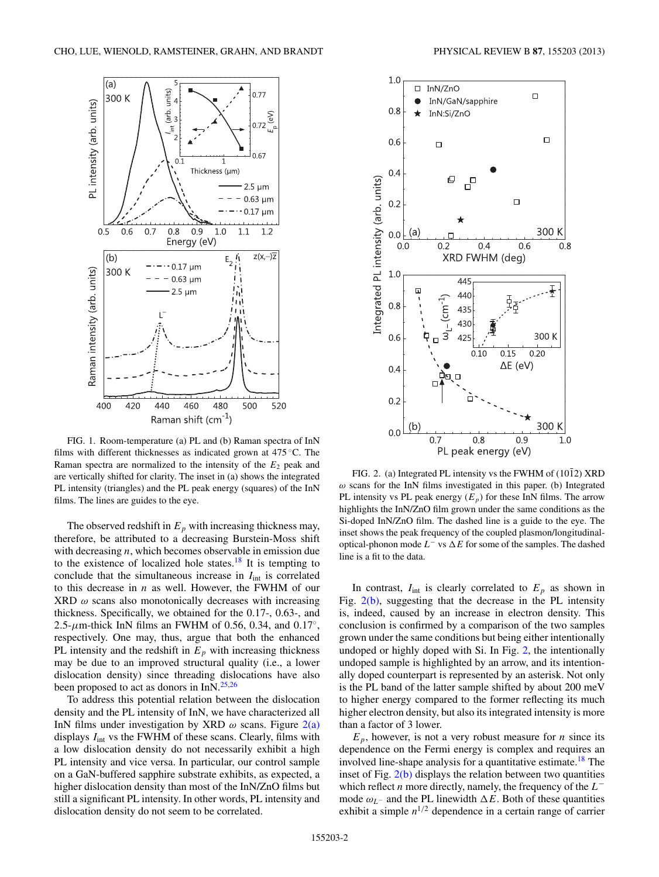FIG. 1. Room-temperature (a) PL and (b) Raman spectra of InN films with different thicknesses as indicated grown at 475 °C. The Raman spectra are normalized to the intensity of the $E_2$ peak and are vertically shifted for clarity. The inset in (a) shows the integrated PL intensity (triangles) and the PL peak energy (squares) of the InN films. The lines are guides to the eye.

The observed redshift in $E_p$ with increasing thickness may, therefore, be attributed to a decreasing Burstein-Moss shift with decreasing $n$, which becomes observable in emission due to the existence of localized hole states.[18] It is tempting to conclude that the simultaneous increase in $I_{\text{int}}$ is correlated to this decrease in $n$ as well. However, the FWHM of our XRD $\omega$ scans also monotonically decreases with increasing thickness. Specifically, we obtained for the 0.17-, 0.63-, and 2.5-$\mu$m-thick InN films an FWHM of 0.56, 0.34, and 0.17°, respectively. One may, thus, argue that both the enhanced PL intensity and the redshift in $E_p$ with increasing thickness may be due to an improved structural quality (i.e., a lower dislocation density) since threading dislocations have also been proposed to act as donors in InN.[25,26]

To address this potential relation between the dislocation density and the PL intensity of InN, we have characterized all InN films under investigation by XRD $\omega$ scans. Figure 2(a) displays $I_{\text{int}}$ vs the FWHM of these scans. Clearly, films with a low dislocation density do not necessarily exhibit a high PL intensity and vice versa. In particular, our control sample on a GaN-buffered sapphire substrate exhibits, as expected, a higher dislocation density than most of the InN/ZnO films but still a significant PL intensity. In other words, PL intensity and dislocation density do not seem to be correlated.

FIG. 2. (a) Integrated PL intensity vs the FWHM of (10$\bar{1}$2) XRD $\omega$ scans for the InN films investigated in this paper. (b) Integrated PL intensity vs PL peak energy ($E_p$) for these InN films. The arrow highlights the InN/ZnO film grown under the same conditions as the Si-doped InN/ZnO film. The dashed line is a guide to the eye. The inset shows the peak frequency of the coupled plasmon/longitudinal-optical-phonon mode $L^-$ vs $\Delta E$ for some of the samples. The dashed line is a fit to the data.

In contrast, $I_{\text{int}}$ is clearly correlated to $E_p$ as shown in Fig. 2(b), suggesting that the decrease in the PL intensity is, indeed, caused by an increase in electron density. This conclusion is confirmed by a comparison of the two samples grown under the same conditions but being either intentionally undoped or highly doped with Si. In Fig. 2, the intentionally undoped sample is highlighted by an arrow, and its intentionally doped counterpart is represented by an asterisk. Not only is the PL band of the latter sample shifted by about 200 meV to higher energy compared to the former reflecting its much higher electron density, but also its integrated intensity is more than a factor of 3 lower.

$E_p$, however, is not a very robust measure for $n$ since its dependence on the Fermi energy is complex and requires an involved line-shape analysis for a quantitative estimate.[18] The inset of Fig. 2(b) displays the relation between two quantities which reflect $n$ more directly, namely, the frequency of the $L^-$ mode $\omega_{L^-}$ and the PL linewidth $\Delta E$. Both of these quantities exhibit a simple $n^{1/2}$ dependence in a certain range of carrier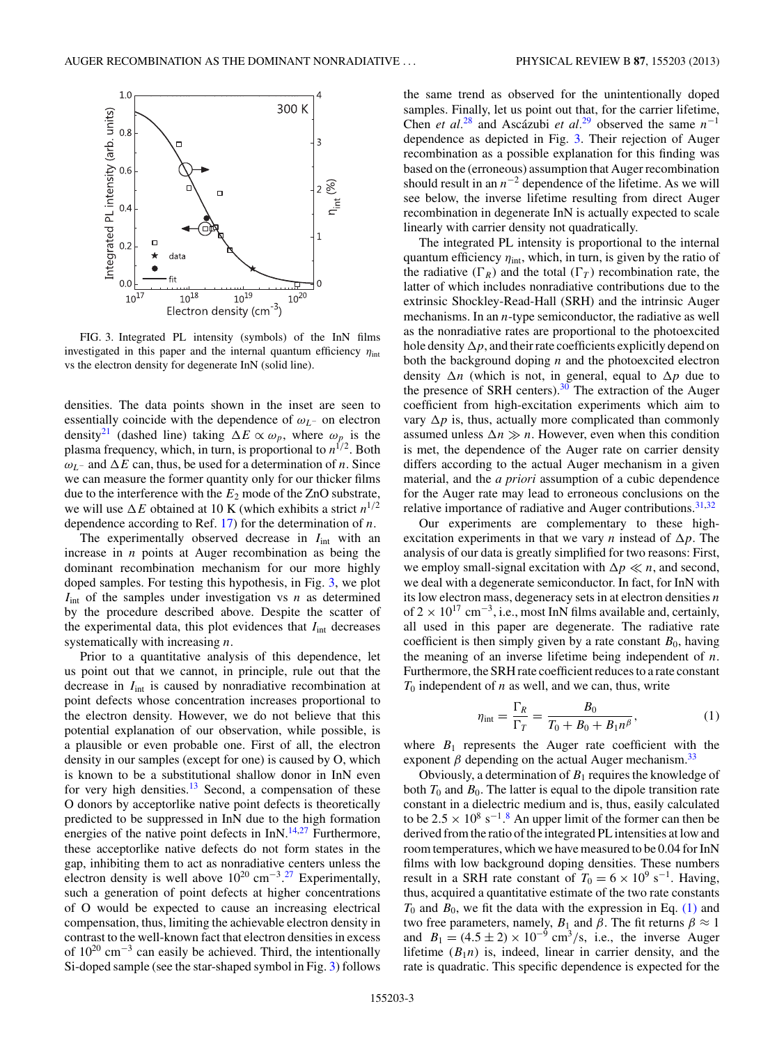FIG. 3. Integrated PL intensity (symbols) of the InN films investigated in this paper and the internal quantum efficiency $\eta_{\text{int}}$ vs the electron density for degenerate InN (solid line).

densities. The data points shown in the inset are seen to essentially coincide with the dependence of $\omega_{L^-}$ on electron density[21] (dashed line) taking $\Delta E \propto \omega_p$, where $\omega_p$ is the plasma frequency, which, in turn, is proportional to $n^{1/2}$. Both $\omega_{L^-}$ and $\Delta E$ can, thus, be used for a determination of $n$. Since we can measure the former quantity only for our thicker films due to the interference with the $E_2$ mode of the ZnO substrate, we will use $\Delta E$ obtained at 10 K (which exhibits a strict $n^{1/2}$ dependence according to Ref. 17) for the determination of $n$.

The experimentally observed decrease in $I_{\text{int}}$ with an increase in $n$ points at Auger recombination as being the dominant nonradiative recombination mechanism for our highly doped samples. For testing this hypothesis, in Fig. 3, we plot $I_{\text{int}}$ of the samples under investigation vs $n$ as determined by the procedure described above. Despite the scatter of the experimental data, this plot evidences that $I_{\text{int}}$ decreases systematically with increasing $n$.

Prior to a quantitative analysis of this dependence, let us point out that we cannot, in principle, rule out that the decrease in $I_{\text{int}}$ is caused by nonradiative recombination at point defects whose concentration increases proportional to the electron density. However, we do not believe that this potential explanation of our observation, while possible, is a plausible or even probable one. First of all, the electron density in our samples (except for one) is caused by O, which is known to be a substitutional shallow donor in InN even for very high densities.[13] Second, a compensation of these O donors by acceptorlike native point defects is theoretically predicted to be suppressed in InN due to the high formation energies of the native point defects in InN.[14,27] Furthermore, these acceptorlike native defects do not form states in the gap, inhibiting them to act as nonradiative centers unless the electron density is well above $10^{20}$ cm$^{-3}$.[27] Experimentally, such a generation of point defects at higher concentrations of O would be expected to cause an increasing electrical compensation, thus, limiting the achievable electron density in contrast to the well-known fact that electron densities in excess of $10^{20}$ cm$^{-3}$ can easily be achieved. Third, the intentionally Si-doped sample (see the star-shaped symbol in Fig. 3) follows the same trend as observed for the unintentionally doped samples. Finally, let us point out that, for the carrier lifetime, Chen *et al.*[28] and Ascázubi *et al.*[29] observed the same $n^{-1}$ dependence as depicted in Fig. 3. Their rejection of Auger recombination as a possible explanation for this finding was based on the (erroneous) assumption that Auger recombination should result in an $n^{-2}$ dependence of the lifetime. As we will see below, the inverse lifetime resulting from direct Auger recombination in degenerate InN is actually expected to scale linearly with carrier density not quadratically.

The integrated PL intensity is proportional to the internal quantum efficiency $\eta_{\text{int}}$, which, in turn, is given by the ratio of the radiative ($\Gamma_R$) and the total ($\Gamma_T$) recombination rate, the latter of which includes nonradiative contributions due to the extrinsic Shockley-Read-Hall (SRH) and the intrinsic Auger mechanisms. In an $n$-type semiconductor, the radiative as well as the nonradiative rates are proportional to the photoexcited hole density $\Delta p$, and their rate coefficients explicitly depend on both the background doping $n$ and the photoexcited electron density $\Delta n$ (which is not, in general, equal to $\Delta p$ due to the presence of SRH centers).[30] The extraction of the Auger coefficient from high-excitation experiments which aim to vary $\Delta p$ is, thus, actually more complicated than commonly assumed unless $\Delta n \gg n$. However, even when this condition is met, the dependence of the Auger rate on carrier density differs according to the actual Auger mechanism in a given material, and the *a priori* assumption of a cubic dependence for the Auger rate may lead to erroneous conclusions on the relative importance of radiative and Auger contributions.[31,32]

Our experiments are complementary to these high-excitation experiments in that we vary $n$ instead of $\Delta p$. The analysis of our data is greatly simplified for two reasons: First, we employ small-signal excitation with $\Delta p \ll n$, and second, we deal with a degenerate semiconductor. In fact, for InN with its low electron mass, degeneracy sets in at electron densities $n$ of $2 \times 10^{17}$ cm$^{-3}$, i.e., most InN films available and, certainly, all used in this paper are degenerate. The radiative rate coefficient is then simply given by a rate constant $B_0$, having the meaning of an inverse lifetime being independent of $n$. Furthermore, the SRH rate coefficient reduces to a rate constant $T_0$ independent of $n$ as well, and we can, thus, write

$$\eta_{\text{int}} = \frac{\Gamma_R}{\Gamma_T} = \frac{B_0}{T_0 + B_0 + B_1 n^{\beta}}, \tag{1}$$

where $B_1$ represents the Auger rate coefficient with the exponent $\beta$ depending on the actual Auger mechanism.[33]

Obviously, a determination of $B_1$ requires the knowledge of both $T_0$ and $B_0$. The latter is equal to the dipole transition rate constant in a dielectric medium and is, thus, easily calculated to be $2.5 \times 10^8$ s$^{-1}$.[8] An upper limit of the former can then be derived from the ratio of the integrated PL intensities at low and room temperatures, which we have measured to be 0.04 for InN films with low background doping densities. These numbers result in a SRH rate constant of $T_0 = 6 \times 10^9$ s$^{-1}$. Having, thus, acquired a quantitative estimate of the two rate constants $T_0$ and $B_0$, we fit the data with the expression in Eq. (1) and two free parameters, namely, $B_1$ and $\beta$. The fit returns $\beta \approx 1$ and $B_1 = (4.5 \pm 2) \times 10^{-9}$ cm$^3$/s, i.e., the inverse Auger lifetime ($B_1 n$) is, indeed, linear in carrier density, and the rate is quadratic. This specific dependence is expected for the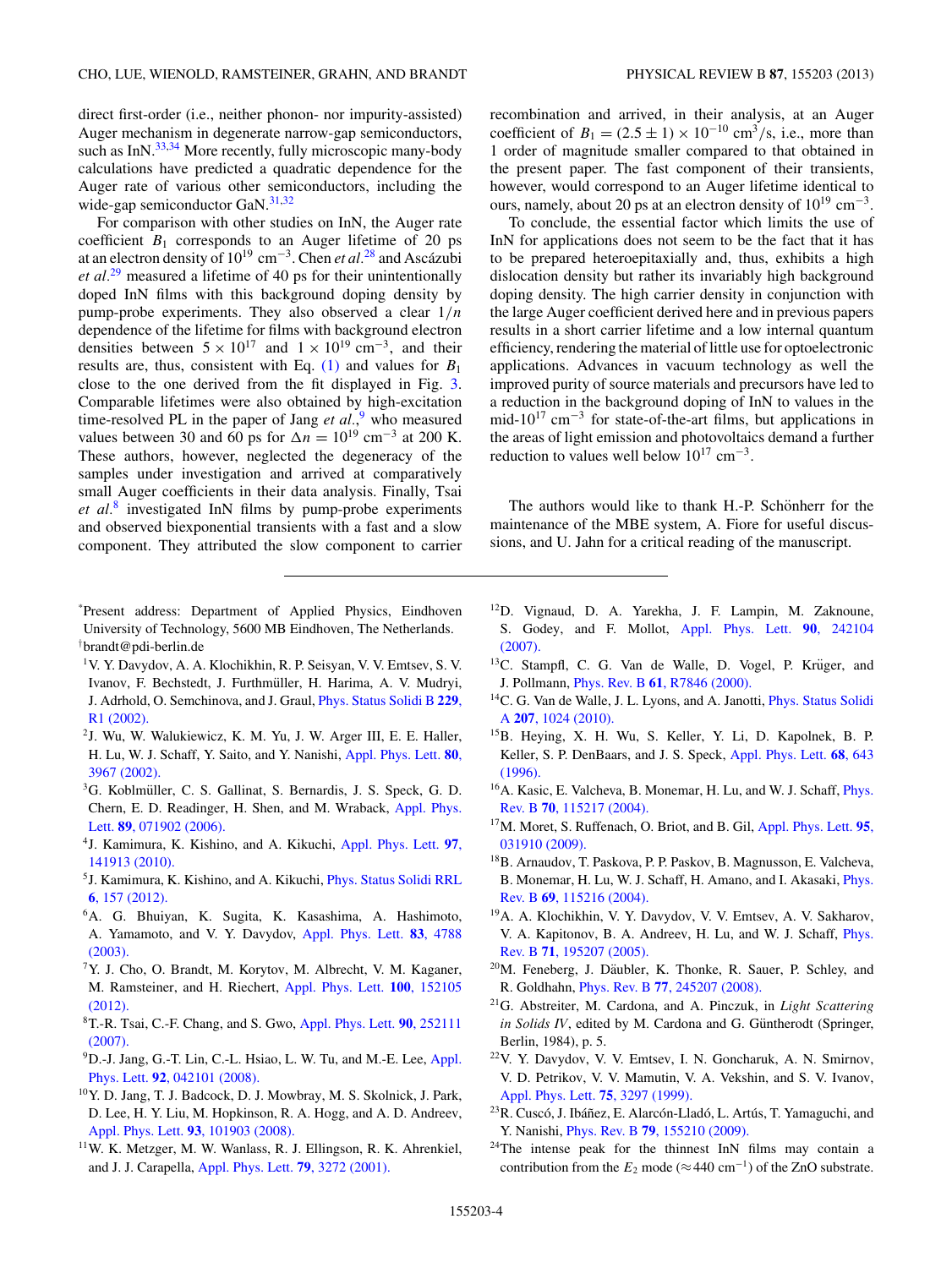direct first-order (i.e., neither phonon- nor impurity-assisted) Auger mechanism in degenerate narrow-gap semiconductors, such as InN.[33,34] More recently, fully microscopic many-body calculations have predicted a quadratic dependence for the Auger rate of various other semiconductors, including the wide-gap semiconductor GaN.[31,32]

For comparison with other studies on InN, the Auger rate coefficient $B_1$ corresponds to an Auger lifetime of 20 ps at an electron density of $10^{19}$ cm$^{-3}$. Chen *et al.*[28] and Ascázubi *et al.*[29] measured a lifetime of 40 ps for their unintentionally doped InN films with this background doping density by pump-probe experiments. They also observed a clear $1/n$ dependence of the lifetime for films with background electron densities between $5 \times 10^{17}$ and $1 \times 10^{19}$ cm$^{-3}$, and their results are, thus, consistent with Eq. (1) and values for $B_1$ close to the one derived from the fit displayed in Fig. 3. Comparable lifetimes were also obtained by high-excitation time-resolved PL in the paper of Jang *et al.*,[9] who measured values between 30 and 60 ps for $\Delta n = 10^{19}$ cm$^{-3}$ at 200 K. These authors, however, neglected the degeneracy of the samples under investigation and arrived at comparatively small Auger coefficients in their data analysis. Finally, Tsai *et al.*[8] investigated InN films by pump-probe experiments and observed biexponential transients with a fast and a slow component. They attributed the slow component to carrier recombination and arrived, in their analysis, at an Auger coefficient of $B_1 = (2.5 \pm 1) \times 10^{-10}$ cm$^3$/s, i.e., more than 1 order of magnitude smaller compared to that obtained in the present paper. The fast component of their transients, however, would correspond to an Auger lifetime identical to ours, namely, about 20 ps at an electron density of $10^{19}$ cm$^{-3}$.

To conclude, the essential factor which limits the use of InN for applications does not seem to be the fact that it has to be prepared heteroepitaxially and, thus, exhibits a high dislocation density but rather its invariably high background doping density. The high carrier density in conjunction with the large Auger coefficient derived here and in previous papers results in a short carrier lifetime and a low internal quantum efficiency, rendering the material of little use for optoelectronic applications. Advances in vacuum technology as well the improved purity of source materials and precursors have led to a reduction in the background doping of InN to values in the mid-$10^{17}$ cm$^{-3}$ for state-of-the-art films, but applications in the areas of light emission and photovoltaics demand a further reduction to values well below $10^{17}$ cm$^{-3}$.

The authors would like to thank H.-P. Schönherr for the maintenance of the MBE system, A. Fiore for useful discussions, and U. Jahn for a critical reading of the manuscript.

---

*Present address: Department of Applied Physics, Eindhoven University of Technology, 5600 MB Eindhoven, The Netherlands.

†brandt@pdi-berlin.de

[1] V. Y. Davydov, A. A. Klochikhin, R. P. Seisyan, V. V. Emtsev, S. V. Ivanov, F. Bechstedt, J. Furthmüller, H. Harima, A. V. Mudryi, J. Adrhold, O. Semchinova, and J. Graul, Phys. Status Solidi B **229**, R1 (2002).

[2] J. Wu, W. Walukiewicz, K. M. Yu, J. W. Arger III, E. E. Haller, H. Lu, W. J. Schaff, Y. Saito, and Y. Nanishi, Appl. Phys. Lett. **80**, 3967 (2002).

[3] G. Koblmüller, C. S. Gallinat, S. Bernardis, J. S. Speck, G. D. Chern, E. D. Readinger, H. Shen, and M. Wraback, Appl. Phys. Lett. **89**, 071902 (2006).

[4] J. Kamimura, K. Kishino, and A. Kikuchi, Appl. Phys. Lett. **97**, 141913 (2010).

[5] J. Kamimura, K. Kishino, and A. Kikuchi, Phys. Status Solidi RRL **6**, 157 (2012).

[6] A. G. Bhuiyan, K. Sugita, K. Kasashima, A. Hashimoto, A. Yamamoto, and V. Y. Davydov, Appl. Phys. Lett. **83**, 4788 (2003).

[7] Y. J. Cho, O. Brandt, M. Korytov, M. Albrecht, V. M. Kaganer, M. Ramsteiner, and H. Riechert, Appl. Phys. Lett. **100**, 152105 (2012).

[8] T.-R. Tsai, C.-F. Chang, and S. Gwo, Appl. Phys. Lett. **90**, 252111 (2007).

[9] D.-J. Jang, G.-T. Lin, C.-L. Hsiao, L. W. Tu, and M.-E. Lee, Appl. Phys. Lett. **92**, 042101 (2008).

[10] Y. D. Jang, T. J. Badcock, D. J. Mowbray, M. S. Skolnick, J. Park, D. Lee, H. Y. Liu, M. Hopkinson, R. A. Hogg, and A. D. Andreev, Appl. Phys. Lett. **93**, 101903 (2008).

[11] W. K. Metzger, M. W. Wanlass, R. J. Ellingson, R. K. Ahrenkiel, and J. J. Carapella, Appl. Phys. Lett. **79**, 3272 (2001).

[12] D. Vignaud, D. A. Yarekha, J. F. Lampin, M. Zaknoune, S. Godey, and F. Mollot, Appl. Phys. Lett. **90**, 242104 (2007).

[13] C. Stampfl, C. G. Van de Walle, D. Vogel, P. Krüger, and J. Pollmann, Phys. Rev. B **61**, R7846 (2000).

[14] C. G. Van de Walle, J. L. Lyons, and A. Janotti, Phys. Status Solidi A **207**, 1024 (2010).

[15] B. Heying, X. H. Wu, S. Keller, Y. Li, D. Kapolnek, B. P. Keller, S. P. DenBaars, and J. S. Speck, Appl. Phys. Lett. **68**, 643 (1996).

[16] A. Kasic, E. Valcheva, B. Monemar, H. Lu, and W. J. Schaff, Phys. Rev. B **70**, 115217 (2004).

[17] M. Moret, S. Ruffenach, O. Briot, and B. Gil, Appl. Phys. Lett. **95**, 031910 (2009).

[18] B. Arnaudov, T. Paskova, P. P. Paskov, B. Magnusson, E. Valcheva, B. Monemar, H. Lu, W. J. Schaff, H. Amano, and I. Akasaki, Phys. Rev. B **69**, 115216 (2004).

[19] A. A. Klochikhin, V. Y. Davydov, V. V. Emtsev, A. V. Sakharov, V. A. Kapitonov, B. A. Andreev, H. Lu, and W. J. Schaff, Phys. Rev. B **71**, 195207 (2005).

[20] M. Feneberg, J. Däubler, K. Thonke, R. Sauer, P. Schley, and R. Goldhahn, Phys. Rev. B **77**, 245207 (2008).

[21] G. Abstreiter, M. Cardona, and A. Pinczuk, in *Light Scattering in Solids IV*, edited by M. Cardona and G. Güntherodt (Springer, Berlin, 1984), p. 5.

[22] V. Y. Davydov, V. V. Emtsev, I. N. Goncharuk, A. N. Smirnov, V. D. Petrikov, V. V. Mamutin, V. A. Vekshin, and S. V. Ivanov, Appl. Phys. Lett. **75**, 3297 (1999).

[23] R. Cuscó, J. Ibáñez, E. Alarcón-Lladó, L. Artús, T. Yamaguchi, and Y. Nanishi, Phys. Rev. B **79**, 155210 (2009).

[24] The intense peak for the thinnest InN films may contain a contribution from the $E_2$ mode ($\approx 440$ cm$^{-1}$) of the ZnO substrate.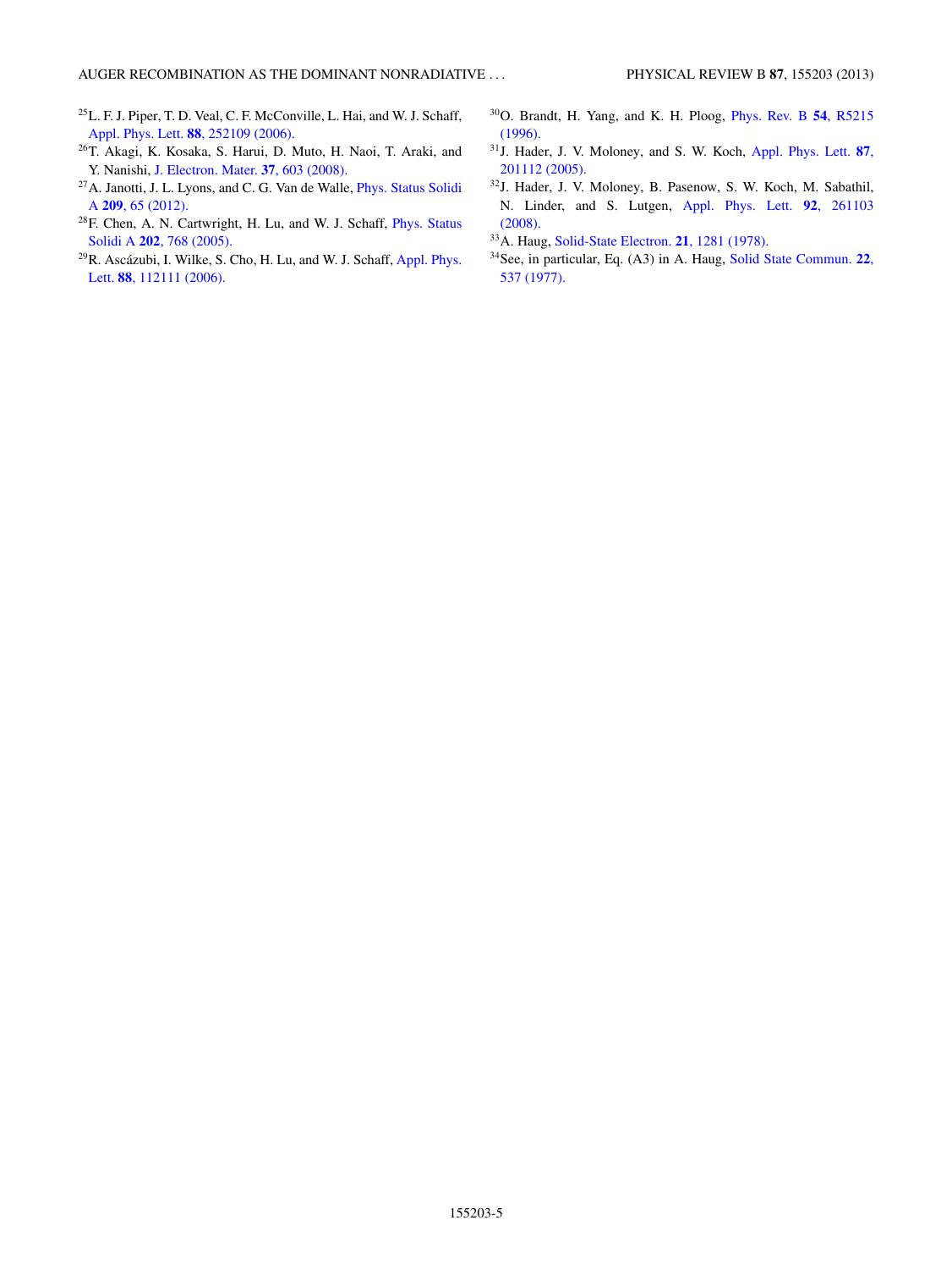[25] L. F. J. Piper, T. D. Veal, C. F. McConville, L. Hai, and W. J. Schaff, Appl. Phys. Lett. **88**, 252109 (2006).

[26] T. Akagi, K. Kosaka, S. Harui, D. Muto, H. Naoi, T. Araki, and Y. Nanishi, J. Electron. Mater. **37**, 603 (2008).

[27] A. Janotti, J. L. Lyons, and C. G. Van de Walle, Phys. Status Solidi A **209**, 65 (2012).

[28] F. Chen, A. N. Cartwright, H. Lu, and W. J. Schaff, Phys. Status Solidi A **202**, 768 (2005).

[29] R. Ascázubi, I. Wilke, S. Cho, H. Lu, and W. J. Schaff, Appl. Phys. Lett. **88**, 112111 (2006).

[30] O. Brandt, H. Yang, and K. H. Ploog, Phys. Rev. B **54**, R5215 (1996).

[31] J. Hader, J. V. Moloney, and S. W. Koch, Appl. Phys. Lett. **87**, 201112 (2005).

[32] J. Hader, J. V. Moloney, B. Pasenow, S. W. Koch, M. Sabathil, N. Linder, and S. Lutgen, Appl. Phys. Lett. **92**, 261103 (2008).

[33] A. Haug, Solid-State Electron. **21**, 1281 (1978).

[34] See, in particular, Eq. (A3) in A. Haug, Solid State Commun. **22**, 537 (1977).